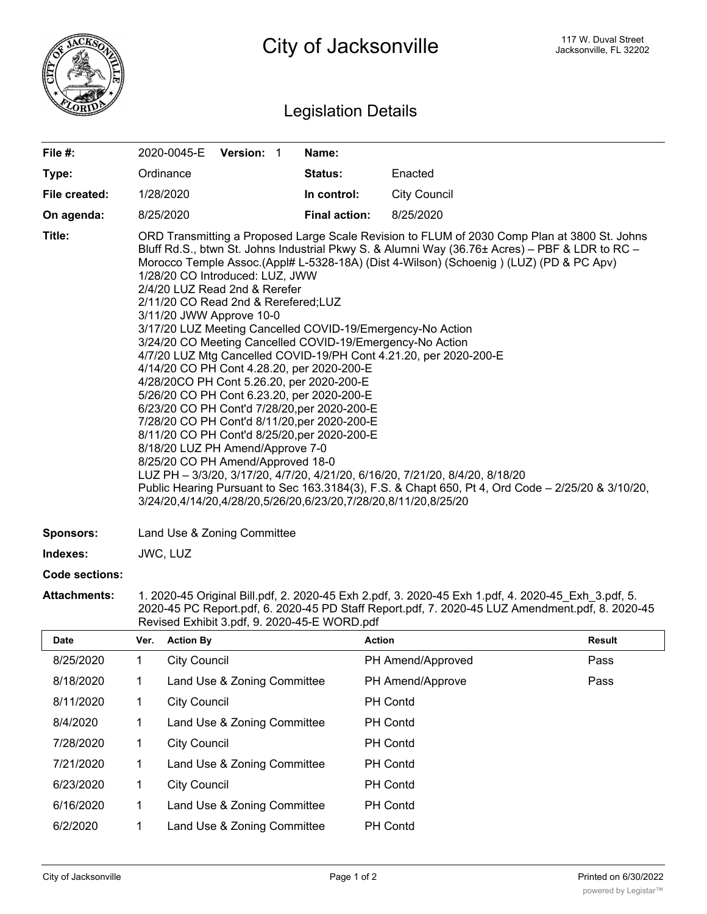# City of Jacksonville

117 W. Duval Street
Jacksonville, FL 32202

## Legislation Details

| | | | |
|---|---|---|---|
| **File #:** | 2020-0045-E **Version:** 1 | **Name:** | |
| **Type:** | Ordinance | **Status:** | Enacted |
| **File created:** | 1/28/2020 | **In control:** | City Council |
| **On agenda:** | 8/25/2020 | **Final action:** | 8/25/2020 |

**Title:** ORD Transmitting a Proposed Large Scale Revision to FLUM of 2030 Comp Plan at 3800 St. Johns Bluff Rd.S., btwn St. Johns Industrial Pkwy S. & Alumni Way (36.76± Acres) – PBF & LDR to RC – Morocco Temple Assoc.(Appl# L-5328-18A) (Dist 4-Wilson) (Schoenig ) (LUZ) (PD & PC Apv)
1/28/20 CO Introduced: LUZ, JWW
2/4/20 LUZ Read 2nd & Rerefer
2/11/20 CO Read 2nd & Rerefered;LUZ
3/11/20 JWW Approve 10-0
3/17/20 LUZ Meeting Cancelled COVID-19/Emergency-No Action
3/24/20 CO Meeting Cancelled COVID-19/Emergency-No Action
4/7/20 LUZ Mtg Cancelled COVID-19/PH Cont 4.21.20, per 2020-200-E
4/14/20 CO PH Cont 4.28.20, per 2020-200-E
4/28/20CO PH Cont 5.26.20, per 2020-200-E
5/26/20 CO PH Cont 6.23.20, per 2020-200-E
6/23/20 CO PH Cont'd 7/28/20,per 2020-200-E
7/28/20 CO PH Cont'd 8/11/20,per 2020-200-E
8/11/20 CO PH Cont'd 8/25/20,per 2020-200-E
8/18/20 LUZ PH Amend/Approve 7-0
8/25/20 CO PH Amend/Approved 18-0
LUZ PH – 3/3/20, 3/17/20, 4/7/20, 4/21/20, 6/16/20, 7/21/20, 8/4/20, 8/18/20
Public Hearing Pursuant to Sec 163.3184(3), F.S. & Chapt 650, Pt 4, Ord Code – 2/25/20 & 3/10/20, 3/24/20,4/14/20,4/28/20,5/26/20,6/23/20,7/28/20,8/11/20,8/25/20

**Sponsors:** Land Use & Zoning Committee

**Indexes:** JWC, LUZ

**Code sections:**

**Attachments:** 1. 2020-45 Original Bill.pdf, 2. 2020-45 Exh 2.pdf, 3. 2020-45 Exh 1.pdf, 4. 2020-45_Exh_3.pdf, 5. 2020-45 PC Report.pdf, 6. 2020-45 PD Staff Report.pdf, 7. 2020-45 LUZ Amendment.pdf, 8. 2020-45 Revised Exhibit 3.pdf, 9. 2020-45-E WORD.pdf

| Date | Ver. | Action By | Action | Result |
|---|---|---|---|---|
| 8/25/2020 | 1 | City Council | PH Amend/Approved | Pass |
| 8/18/2020 | 1 | Land Use & Zoning Committee | PH Amend/Approve | Pass |
| 8/11/2020 | 1 | City Council | PH Contd | |
| 8/4/2020 | 1 | Land Use & Zoning Committee | PH Contd | |
| 7/28/2020 | 1 | City Council | PH Contd | |
| 7/21/2020 | 1 | Land Use & Zoning Committee | PH Contd | |
| 6/23/2020 | 1 | City Council | PH Contd | |
| 6/16/2020 | 1 | Land Use & Zoning Committee | PH Contd | |
| 6/2/2020 | 1 | Land Use & Zoning Committee | PH Contd | |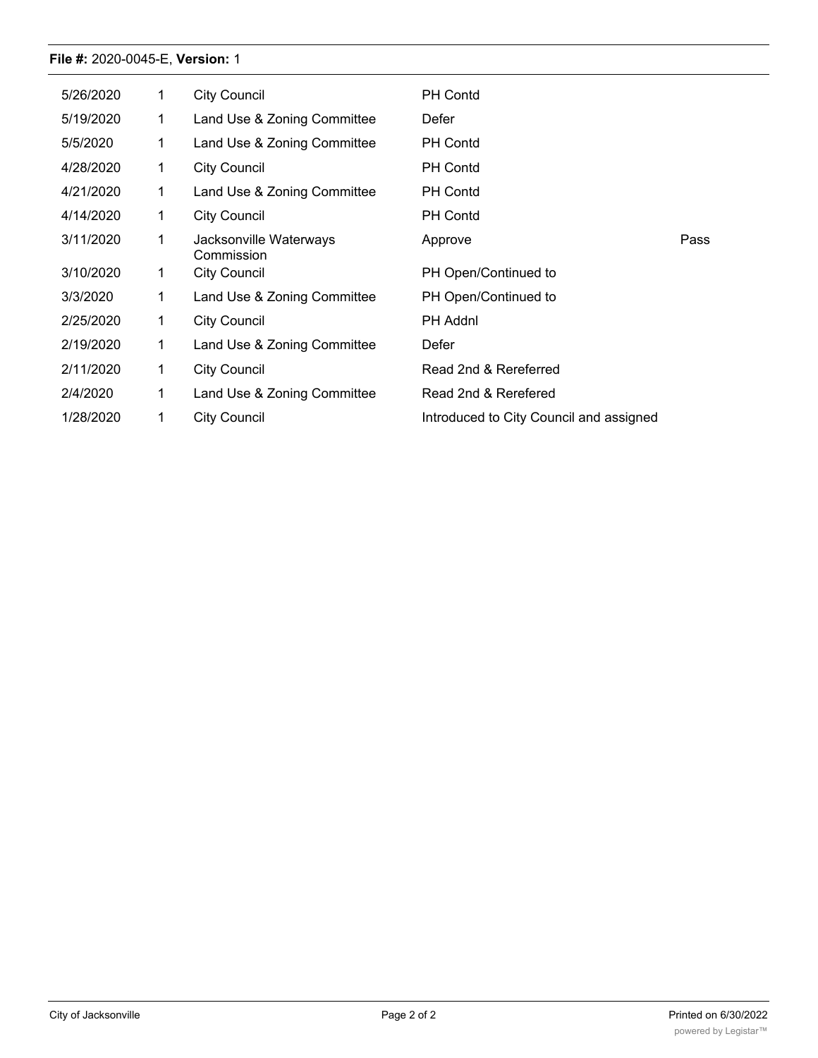| | | | | |
|---|---|---|---|---|
| 5/26/2020 | 1 | City Council | PH Contd | |
| 5/19/2020 | 1 | Land Use & Zoning Committee | Defer | |
| 5/5/2020 | 1 | Land Use & Zoning Committee | PH Contd | |
| 4/28/2020 | 1 | City Council | PH Contd | |
| 4/21/2020 | 1 | Land Use & Zoning Committee | PH Contd | |
| 4/14/2020 | 1 | City Council | PH Contd | |
| 3/11/2020 | 1 | Jacksonville Waterways Commission | Approve | Pass |
| 3/10/2020 | 1 | City Council | PH Open/Continued to | |
| 3/3/2020 | 1 | Land Use & Zoning Committee | PH Open/Continued to | |
| 2/25/2020 | 1 | City Council | PH Addnl | |
| 2/19/2020 | 1 | Land Use & Zoning Committee | Defer | |
| 2/11/2020 | 1 | City Council | Read 2nd & Rereferred | |
| 2/4/2020 | 1 | Land Use & Zoning Committee | Read 2nd & Rerefered | |
| 1/28/2020 | 1 | City Council | Introduced to City Council and assigned | |